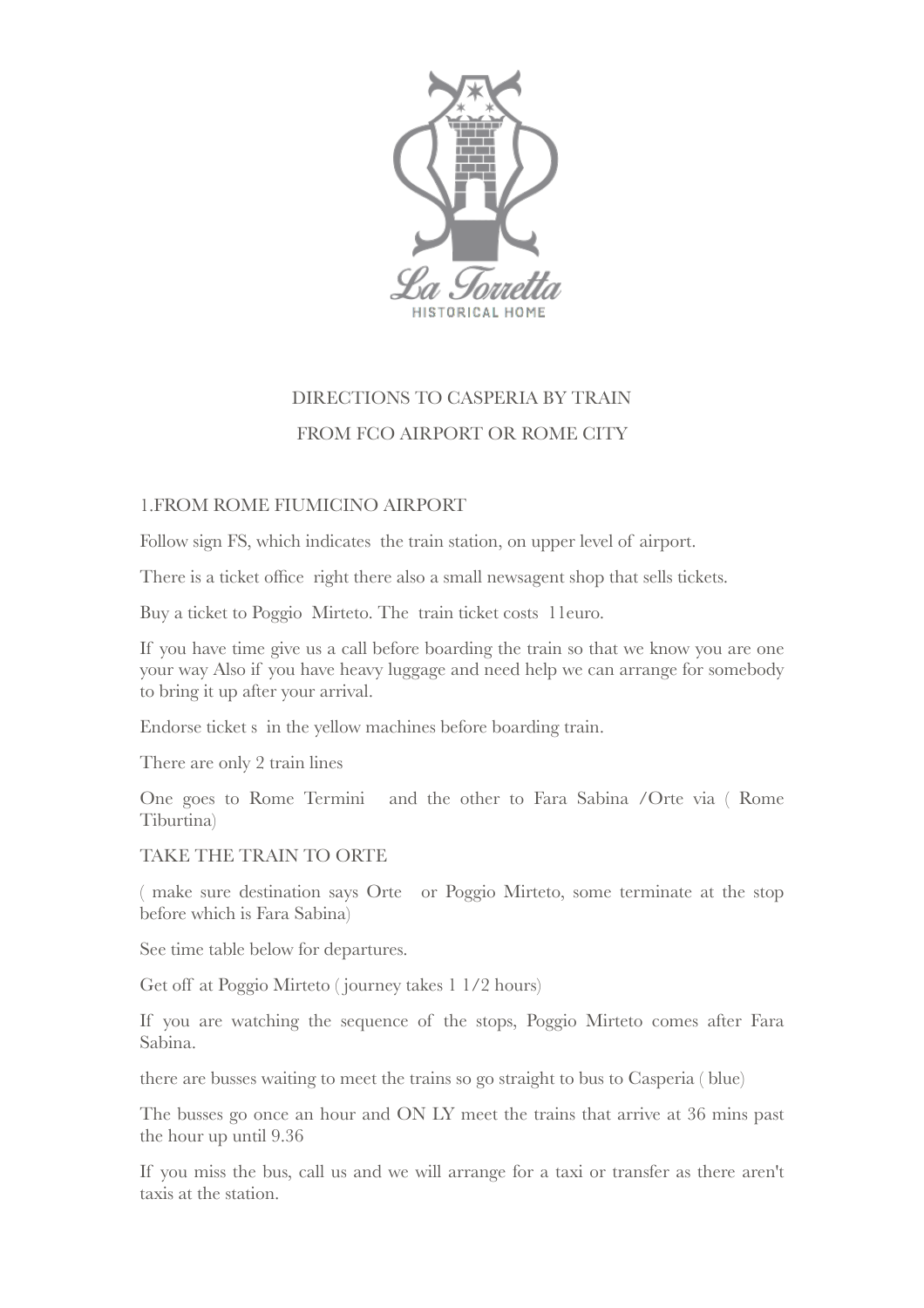La Torretta
HISTORICAL HOME

# DIRECTIONS TO CASPERIA BY TRAIN
# FROM FCO AIRPORT OR ROME CITY

## 1.FROM ROME FIUMICINO AIRPORT

Follow sign FS, which indicates the train station, on upper level of airport.

There is a ticket office right there also a small newsagent shop that sells tickets.

Buy a ticket to Poggio Mirteto. The train ticket costs 11euro.

If you have time give us a call before boarding the train so that we know you are one your way Also if you have heavy luggage and need help we can arrange for somebody to bring it up after your arrival.

Endorse ticket s in the yellow machines before boarding train.

There are only 2 train lines

One goes to Rome Termini and the other to Fara Sabina /Orte via ( Rome Tiburtina)

TAKE THE TRAIN TO ORTE

( make sure destination says Orte or Poggio Mirteto, some terminate at the stop before which is Fara Sabina)

See time table below for departures.

Get off at Poggio Mirteto ( journey takes 1 1/2 hours)

If you are watching the sequence of the stops, Poggio Mirteto comes after Fara Sabina.

there are busses waiting to meet the trains so go straight to bus to Casperia ( blue)

The busses go once an hour and ON LY meet the trains that arrive at 36 mins past the hour up until 9.36

If you miss the bus, call us and we will arrange for a taxi or transfer as there aren't taxis at the station.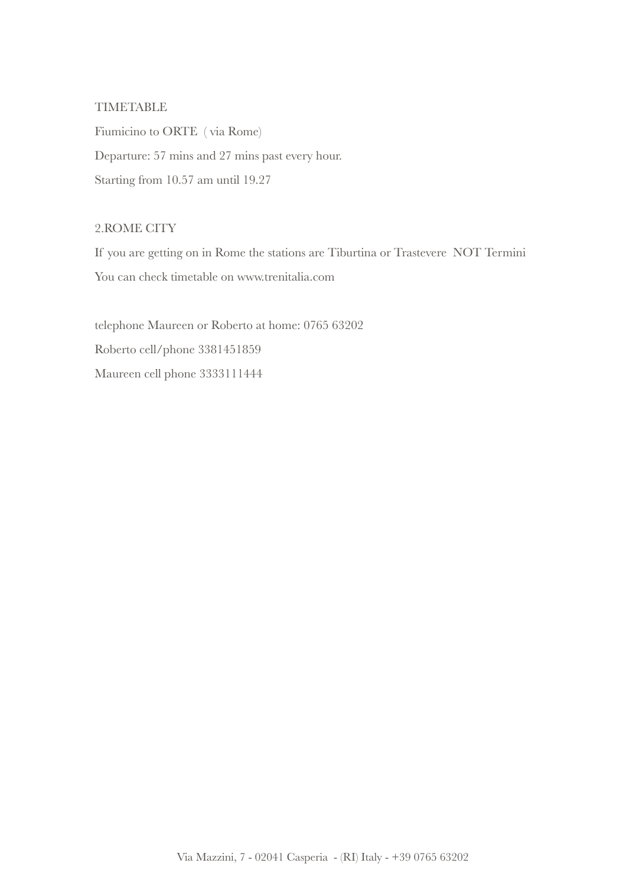TIMETABLE

Fiumicino to ORTE ( via Rome)

Departure: 57 mins and 27 mins past every hour.

Starting from 10.57 am until 19.27

2.ROME CITY

If you are getting on in Rome the stations are Tiburtina or Trastevere NOT Termini

You can check timetable on www.trenitalia.com

telephone Maureen or Roberto at home: 0765 63202

Roberto cell/phone 3381451859

Maureen cell phone 3333111444

Via Mazzini, 7 - 02041 Casperia - (RI) Italy - +39 0765 63202